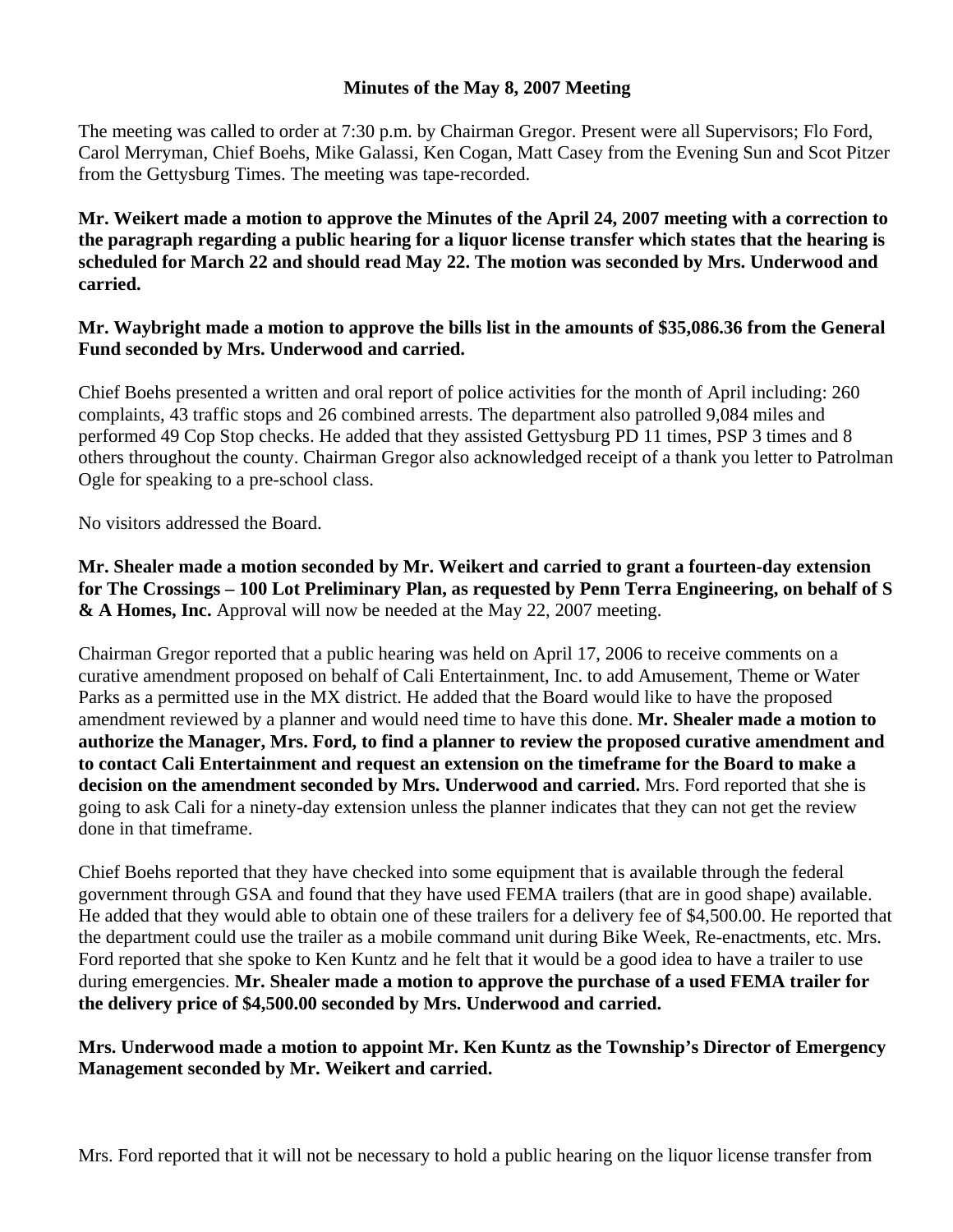**Minutes of the May 8, 2007 Meeting**

The meeting was called to order at 7:30 p.m. by Chairman Gregor. Present were all Supervisors; Flo Ford, Carol Merryman, Chief Boehs, Mike Galassi, Ken Cogan, Matt Casey from the Evening Sun and Scot Pitzer from the Gettysburg Times. The meeting was tape-recorded.

**Mr. Weikert made a motion to approve the Minutes of the April 24, 2007 meeting with a correction to the paragraph regarding a public hearing for a liquor license transfer which states that the hearing is scheduled for March 22 and should read May 22. The motion was seconded by Mrs. Underwood and carried.**

**Mr. Waybright made a motion to approve the bills list in the amounts of $35,086.36 from the General Fund seconded by Mrs. Underwood and carried.**

Chief Boehs presented a written and oral report of police activities for the month of April including: 260 complaints, 43 traffic stops and 26 combined arrests. The department also patrolled 9,084 miles and performed 49 Cop Stop checks. He added that they assisted Gettysburg PD 11 times, PSP 3 times and 8 others throughout the county. Chairman Gregor also acknowledged receipt of a thank you letter to Patrolman Ogle for speaking to a pre-school class.

No visitors addressed the Board.

**Mr. Shealer made a motion seconded by Mr. Weikert and carried to grant a fourteen-day extension for The Crossings – 100 Lot Preliminary Plan, as requested by Penn Terra Engineering, on behalf of S & A Homes, Inc.** Approval will now be needed at the May 22, 2007 meeting.

Chairman Gregor reported that a public hearing was held on April 17, 2006 to receive comments on a curative amendment proposed on behalf of Cali Entertainment, Inc. to add Amusement, Theme or Water Parks as a permitted use in the MX district. He added that the Board would like to have the proposed amendment reviewed by a planner and would need time to have this done. **Mr. Shealer made a motion to authorize the Manager, Mrs. Ford, to find a planner to review the proposed curative amendment and to contact Cali Entertainment and request an extension on the timeframe for the Board to make a decision on the amendment seconded by Mrs. Underwood and carried.** Mrs. Ford reported that she is going to ask Cali for a ninety-day extension unless the planner indicates that they can not get the review done in that timeframe.

Chief Boehs reported that they have checked into some equipment that is available through the federal government through GSA and found that they have used FEMA trailers (that are in good shape) available. He added that they would able to obtain one of these trailers for a delivery fee of $4,500.00. He reported that the department could use the trailer as a mobile command unit during Bike Week, Re-enactments, etc. Mrs. Ford reported that she spoke to Ken Kuntz and he felt that it would be a good idea to have a trailer to use during emergencies. **Mr. Shealer made a motion to approve the purchase of a used FEMA trailer for the delivery price of $4,500.00 seconded by Mrs. Underwood and carried.**

**Mrs. Underwood made a motion to appoint Mr. Ken Kuntz as the Township's Director of Emergency Management seconded by Mr. Weikert and carried.**

Mrs. Ford reported that it will not be necessary to hold a public hearing on the liquor license transfer from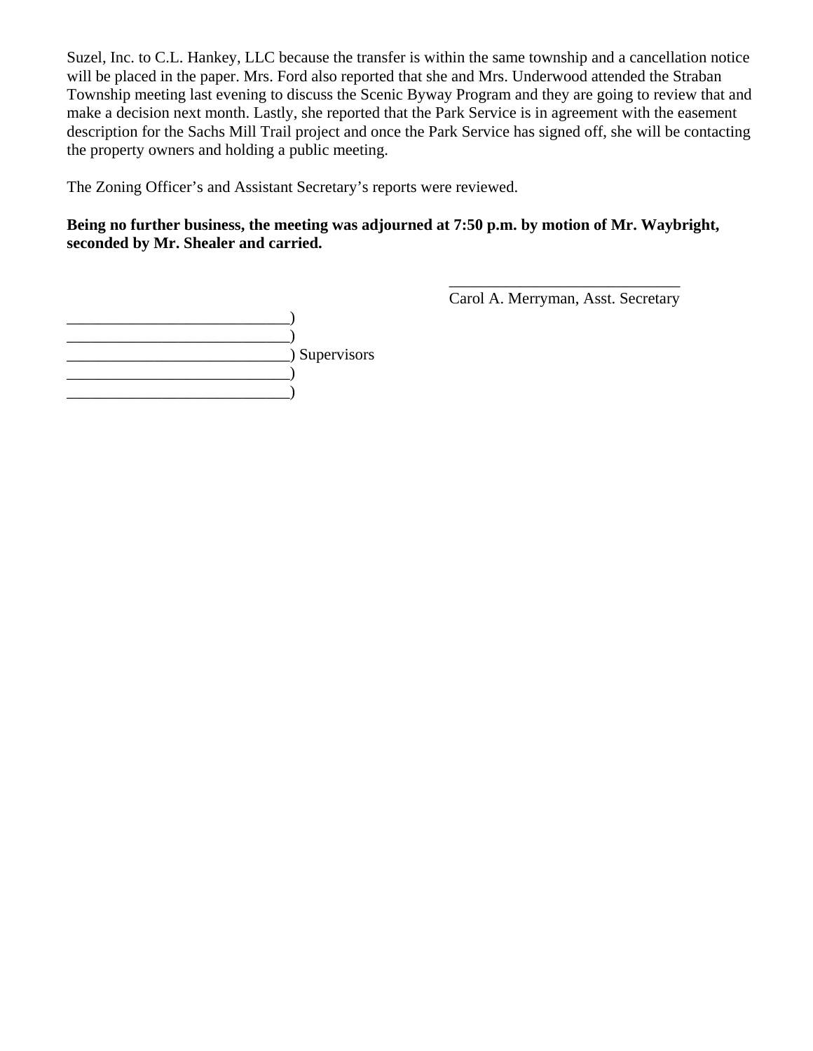Suzel, Inc. to C.L. Hankey, LLC because the transfer is within the same township and a cancellation notice will be placed in the paper. Mrs. Ford also reported that she and Mrs. Underwood attended the Straban Township meeting last evening to discuss the Scenic Byway Program and they are going to review that and make a decision next month. Lastly, she reported that the Park Service is in agreement with the easement description for the Sachs Mill Trail project and once the Park Service has signed off, she will be contacting the property owners and holding a public meeting.

The Zoning Officer's and Assistant Secretary's reports were reviewed.

**Being no further business, the meeting was adjourned at 7:50 p.m. by motion of Mr. Waybright, seconded by Mr. Shealer and carried.**

______________________________
Carol A. Merryman, Asst. Secretary

____________________________)
____________________________)
____________________________) Supervisors
____________________________)
____________________________)